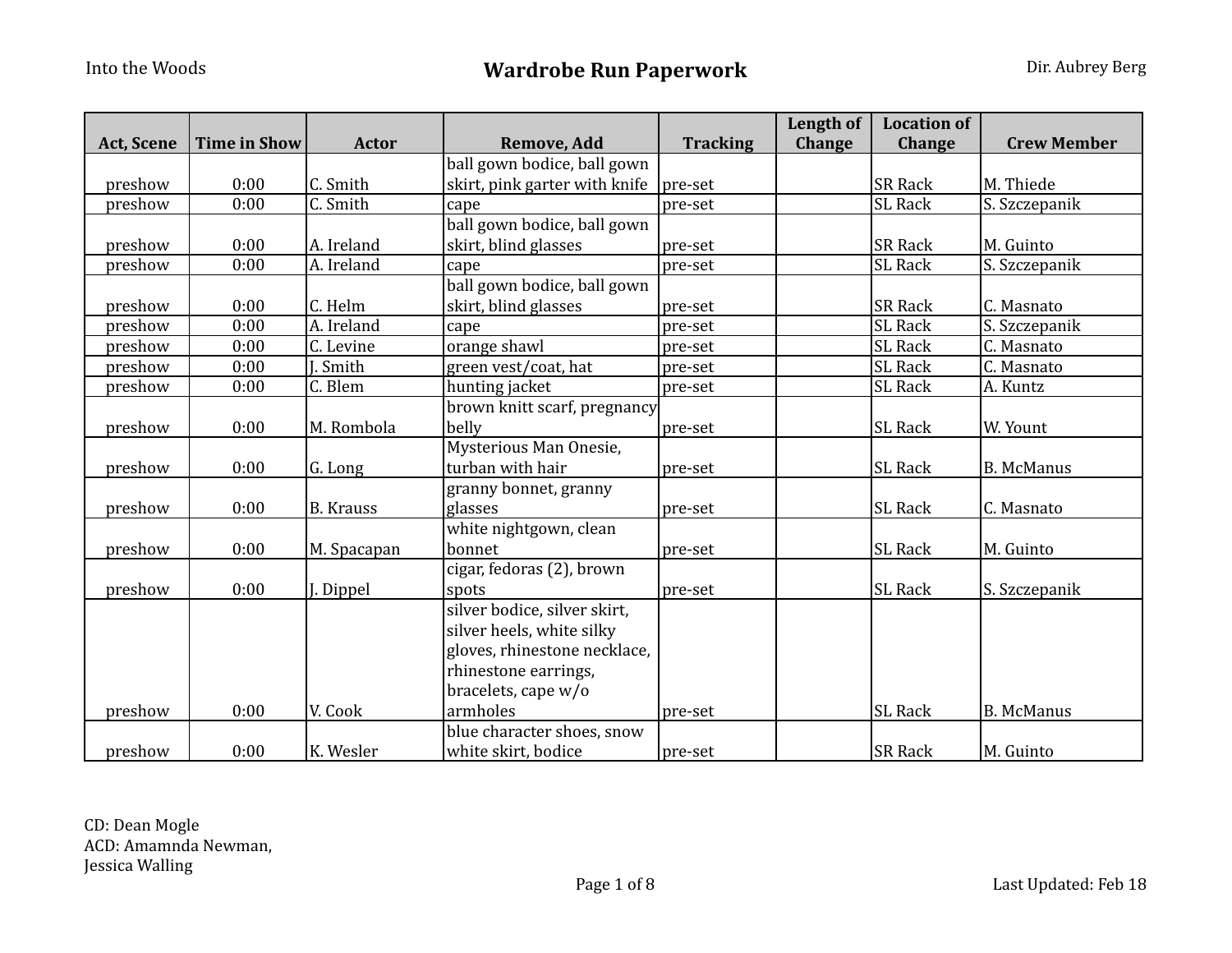Into the Woods

# Wardrobe Run Paperwork

Dir. Aubrey Berg

| Act, Scene | Time in Show | Actor | Remove, Add | Tracking | Length of Change | Location of Change | Crew Member |
|---|---|---|---|---|---|---|---|
| preshow | 0:00 | C. Smith | ball gown bodice, ball gown skirt, pink garter with knife | pre-set | | SR Rack | M. Thiede |
| preshow | 0:00 | C. Smith | cape | pre-set | | SL Rack | S. Szczepanik |
| preshow | 0:00 | A. Ireland | ball gown bodice, ball gown skirt, blind glasses | pre-set | | SR Rack | M. Guinto |
| preshow | 0:00 | A. Ireland | cape | pre-set | | SL Rack | S. Szczepanik |
| preshow | 0:00 | C. Helm | ball gown bodice, ball gown skirt, blind glasses | pre-set | | SR Rack | C. Masnato |
| preshow | 0:00 | A. Ireland | cape | pre-set | | SL Rack | S. Szczepanik |
| preshow | 0:00 | C. Levine | orange shawl | pre-set | | SL Rack | C. Masnato |
| preshow | 0:00 | J. Smith | green vest/coat, hat | pre-set | | SL Rack | C. Masnato |
| preshow | 0:00 | C. Blem | hunting jacket | pre-set | | SL Rack | A. Kuntz |
| preshow | 0:00 | M. Rombola | brown knitt scarf, pregnancy belly | pre-set | | SL Rack | W. Yount |
| preshow | 0:00 | G. Long | Mysterious Man Onesie, turban with hair | pre-set | | SL Rack | B. McManus |
| preshow | 0:00 | B. Krauss | granny bonnet, granny glasses | pre-set | | SL Rack | C. Masnato |
| preshow | 0:00 | M. Spacapan | white nightgown, clean bonnet | pre-set | | SL Rack | M. Guinto |
| preshow | 0:00 | J. Dippel | cigar, fedoras (2), brown spots | pre-set | | SL Rack | S. Szczepanik |
| preshow | 0:00 | V. Cook | silver bodice, silver skirt, silver heels, white silky gloves, rhinestone necklace, rhinestone earrings, bracelets, cape w/o armholes | pre-set | | SL Rack | B. McManus |
| preshow | 0:00 | K. Wesler | blue character shoes, snow white skirt, bodice | pre-set | | SR Rack | M. Guinto |

CD: Dean Mogle
ACD: Amamnda Newman, Jessica Walling

Last Updated: Feb 18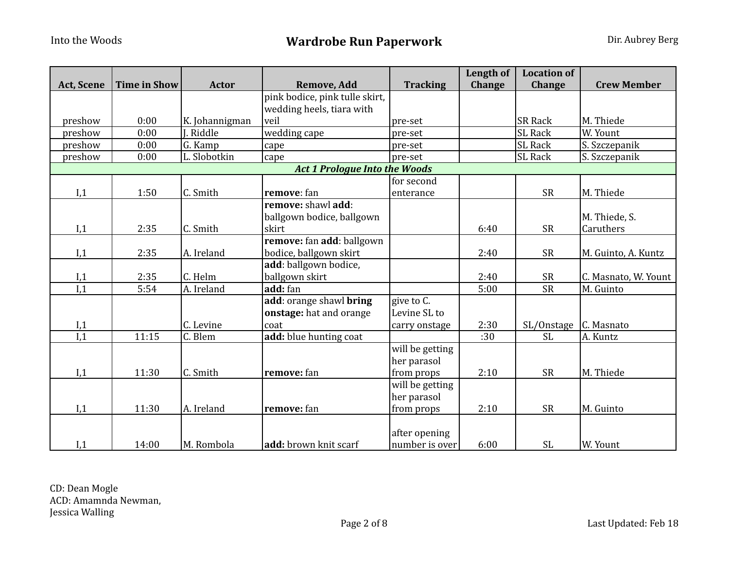# Wardrobe Run Paperwork

| Act, Scene | Time in Show | Actor | Remove, Add | Tracking | Length of Change | Location of Change | Crew Member |
|---|---|---|---|---|---|---|---|
| preshow | 0:00 | K. Johannigman | pink bodice, pink tulle skirt, wedding heels, tiara with veil | pre-set | | SR Rack | M. Thiede |
| preshow | 0:00 | J. Riddle | wedding cape | pre-set | | SL Rack | W. Yount |
| preshow | 0:00 | G. Kamp | cape | pre-set | | SL Rack | S. Szczepanik |
| preshow | 0:00 | L. Slobotkin | cape | pre-set | | SL Rack | S. Szczepanik |
| ***Act 1 Prologue Into the Woods*** | | | | | | | |
| I,1 | 1:50 | C. Smith | **remove**: fan | for second enterance | | SR | M. Thiede |
| I,1 | 2:35 | C. Smith | **remove:** shawl **add**: ballgown bodice, ballgown skirt | | 6:40 | SR | M. Thiede, S. Caruthers |
| I,1 | 2:35 | A. Ireland | **remove:** fan **add**: ballgown bodice, ballgown skirt | | 2:40 | SR | M. Guinto, A. Kuntz |
| I,1 | 2:35 | C. Helm | **add**: ballgown bodice, ballgown skirt | | 2:40 | SR | C. Masnato, W. Yount |
| I,1 | 5:54 | A. Ireland | **add:** fan | | 5:00 | SR | M. Guinto |
| I,1 | | C. Levine | **add**: orange shawl **bring onstage:** hat and orange coat | give to C. Levine SL to carry onstage | 2:30 | SL/Onstage | C. Masnato |
| I,1 | 11:15 | C. Blem | **add:** blue hunting coat | | :30 | SL | A. Kuntz |
| I,1 | 11:30 | C. Smith | **remove:** fan | will be getting her parasol from props | 2:10 | SR | M. Thiede |
| I,1 | 11:30 | A. Ireland | **remove:** fan | will be getting her parasol from props | 2:10 | SR | M. Guinto |
| I,1 | 14:00 | M. Rombola | **add:** brown knit scarf | after opening number is over | 6:00 | SL | W. Yount |

CD: Dean Mogle
ACD: Amamnda Newman, Jessica Walling

Last Updated: Feb 18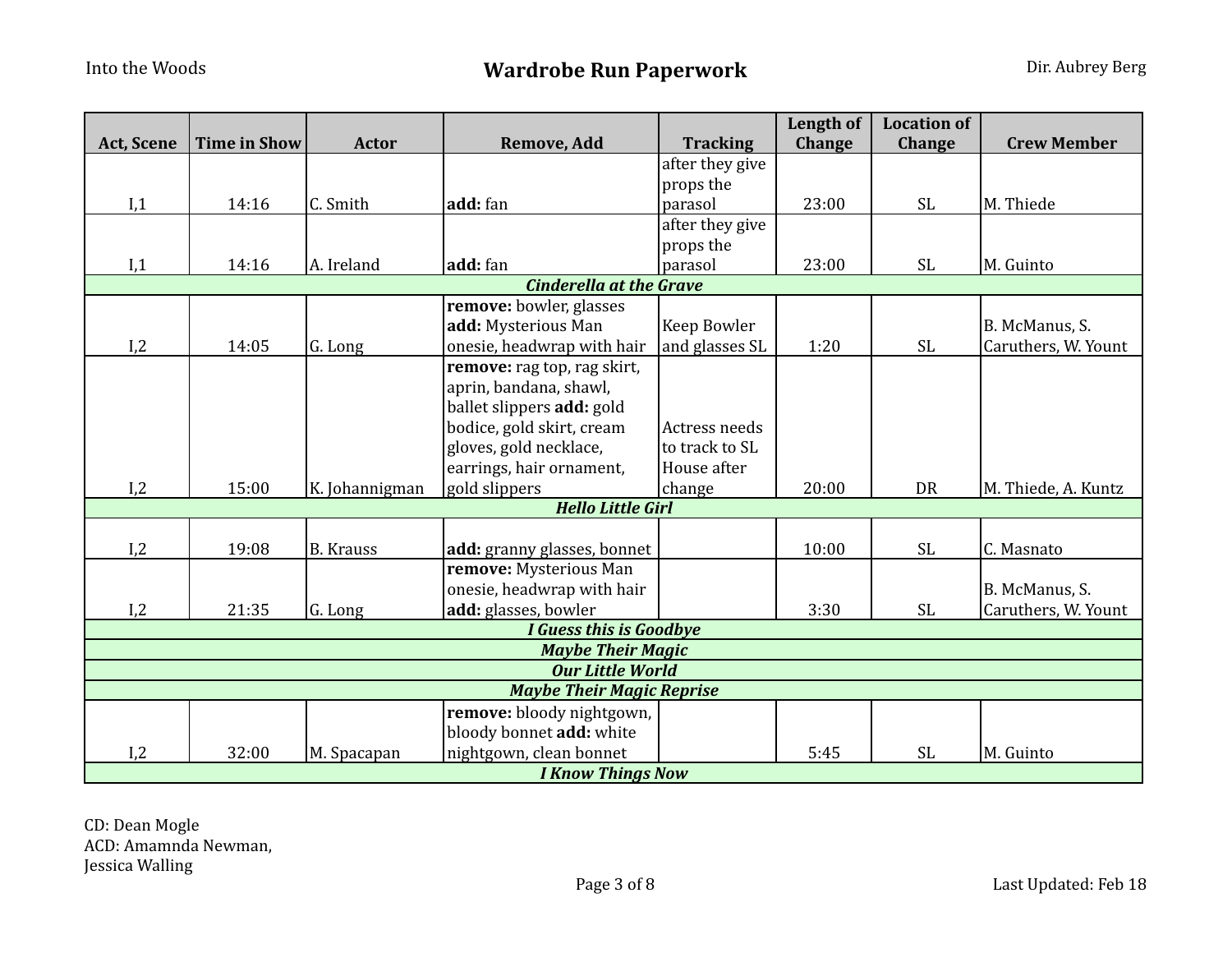| Act, Scene | Time in Show | Actor | Remove, Add | Tracking | Length of Change | Location of Change | Crew Member |
|---|---|---|---|---|---|---|---|
| I,1 | 14:16 | C. Smith | **add:** fan | after they give props the parasol | 23:00 | SL | M. Thiede |
| I,1 | 14:16 | A. Ireland | **add:** fan | after they give props the parasol | 23:00 | SL | M. Guinto |
| ***Cinderella at the Grave*** | | | | | | | |
| I,2 | 14:05 | G. Long | **remove:** bowler, glasses **add:** Mysterious Man onesie, headwrap with hair | Keep Bowler and glasses SL | 1:20 | SL | B. McManus, S. Caruthers, W. Yount |
| I,2 | 15:00 | K. Johannigman | **remove:** rag top, rag skirt, aprin, bandana, shawl, ballet slippers **add:** gold bodice, gold skirt, cream gloves, gold necklace, earrings, hair ornament, gold slippers | Actress needs to track to SL House after change | 20:00 | DR | M. Thiede, A. Kuntz |
| ***Hello Little Girl*** | | | | | | | |
| I,2 | 19:08 | B. Krauss | **add:** granny glasses, bonnet | | 10:00 | SL | C. Masnato |
| I,2 | 21:35 | G. Long | **remove:** Mysterious Man onesie, headwrap with hair **add:** glasses, bowler | | 3:30 | SL | B. McManus, S. Caruthers, W. Yount |
| ***I Guess this is Goodbye*** | | | | | | | |
| ***Maybe Their Magic*** | | | | | | | |
| ***Our Little World*** | | | | | | | |
| ***Maybe Their Magic Reprise*** | | | | | | | |
| I,2 | 32:00 | M. Spacapan | **remove:** bloody nightgown, bloody bonnet **add:** white nightgown, clean bonnet | | 5:45 | SL | M. Guinto |
| ***I Know Things Now*** | | | | | | | |

CD: Dean Mogle
ACD: Amamnda Newman, Jessica Walling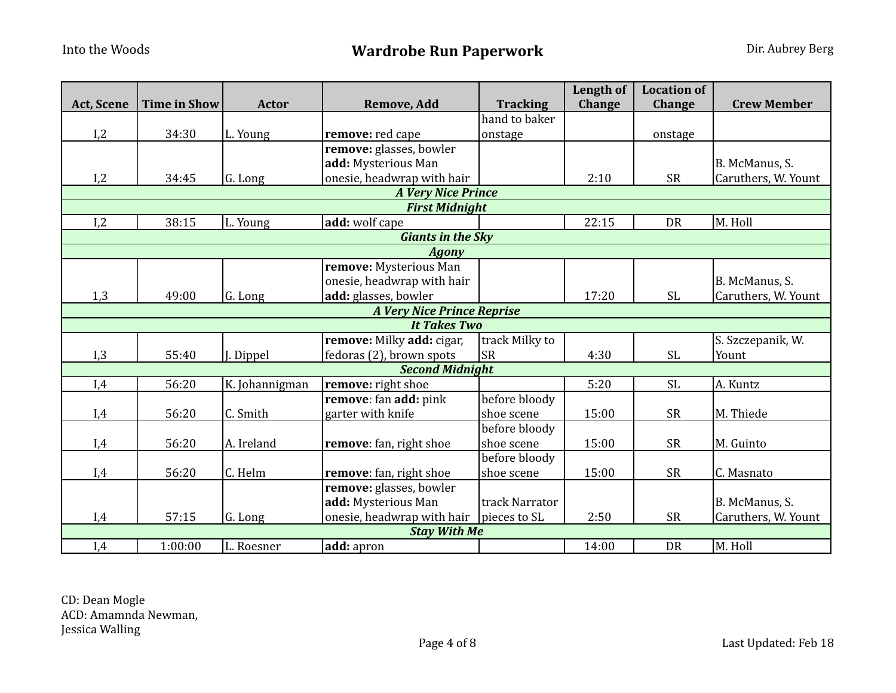| Act, Scene | Time in Show | Actor | Remove, Add | Tracking | Length of Change | Location of Change | Crew Member |
|---|---|---|---|---|---|---|---|
| I,2 | 34:30 | L. Young | **remove:** red cape | hand to baker onstage | | onstage | |
| I,2 | 34:45 | G. Long | **remove:** glasses, bowler **add:** Mysterious Man onesie, headwrap with hair | | 2:10 | SR | B. McManus, S. Caruthers, W. Yount |
| ***A Very Nice Prince*** | | | | | | | |
| ***First Midnight*** | | | | | | | |
| I,2 | 38:15 | L. Young | **add:** wolf cape | | 22:15 | DR | M. Holl |
| ***Giants in the Sky*** | | | | | | | |
| ***Agony*** | | | | | | | |
| 1,3 | 49:00 | G. Long | **remove:** Mysterious Man onesie, headwrap with hair **add:** glasses, bowler | | 17:20 | SL | B. McManus, S. Caruthers, W. Yount |
| ***A Very Nice Prince Reprise*** | | | | | | | |
| ***It Takes Two*** | | | | | | | |
| I,3 | 55:40 | J. Dippel | **remove:** Milky **add:** cigar, fedoras (2), brown spots | track Milky to SR | 4:30 | SL | S. Szczepanik, W. Yount |
| ***Second Midnight*** | | | | | | | |
| I,4 | 56:20 | K. Johannigman | **remove:** right shoe | | 5:20 | SL | A. Kuntz |
| I,4 | 56:20 | C. Smith | **remove**: fan **add:** pink garter with knife | before bloody shoe scene | 15:00 | SR | M. Thiede |
| I,4 | 56:20 | A. Ireland | **remove**: fan, right shoe | before bloody shoe scene | 15:00 | SR | M. Guinto |
| I,4 | 56:20 | C. Helm | **remove**: fan, right shoe | before bloody shoe scene | 15:00 | SR | C. Masnato |
| I,4 | 57:15 | G. Long | **remove:** glasses, bowler **add:** Mysterious Man onesie, headwrap with hair | track Narrator pieces to SL | 2:50 | SR | B. McManus, S. Caruthers, W. Yount |
| ***Stay With Me*** | | | | | | | |
| I,4 | 1:00:00 | L. Roesner | **add:** apron | | 14:00 | DR | M. Holl |

CD: Dean Mogle
ACD: Amamnda Newman,
Jessica Walling

Last Updated: Feb 18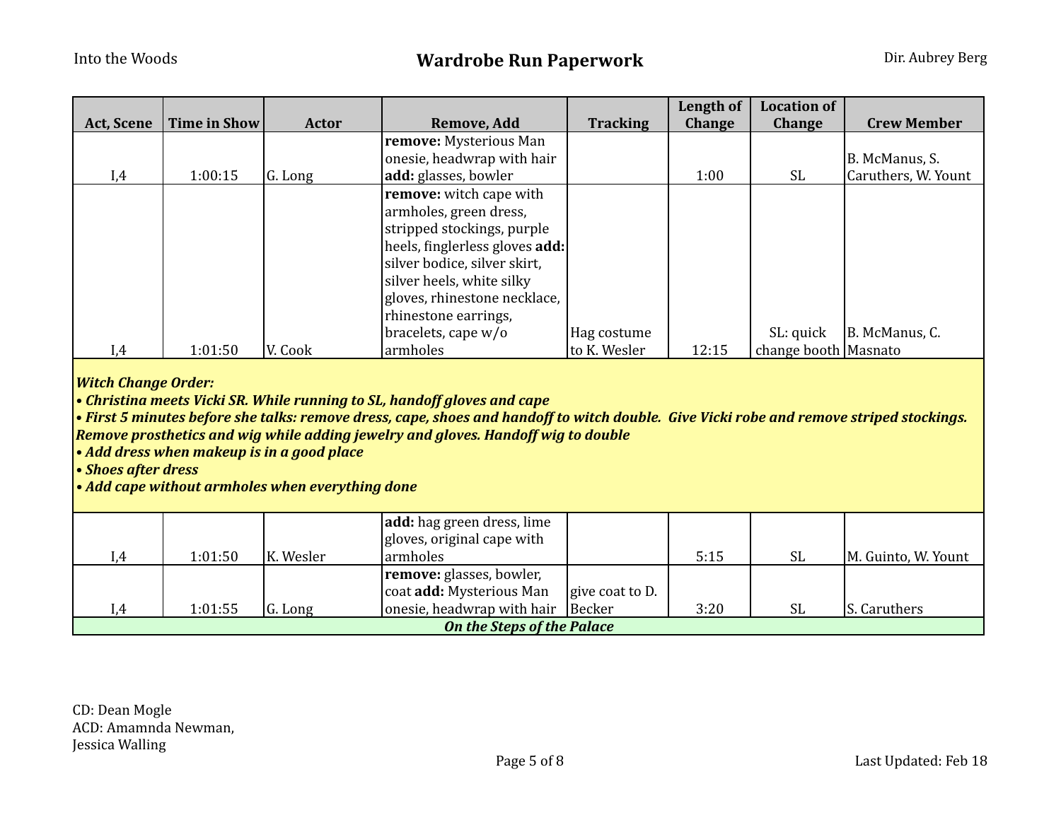| Act, Scene | Time in Show | Actor | Remove, Add | Tracking | Length of Change | Location of Change | Crew Member |
|---|---|---|---|---|---|---|---|
| I,4 | 1:00:15 | G. Long | **remove:** Mysterious Man onesie, headwrap with hair **add:** glasses, bowler | | 1:00 | SL | B. McManus, S. Caruthers, W. Yount |
| I,4 | 1:01:50 | V. Cook | **remove:** witch cape with armholes, green dress, stripped stockings, purple heels, finglerless gloves **add:** silver bodice, silver skirt, silver heels, white silky gloves, rhinestone necklace, rhinestone earrings, bracelets, cape w/o armholes | Hag costume to K. Wesler | 12:15 | SL: quick change booth | B. McManus, C. Masnato |
| ***Witch Change Order:*** <br> ***• Christina meets Vicki SR. While running to SL, handoff gloves and cape*** <br> ***• First 5 minutes before she talks: remove dress, cape, shoes and handoff to witch double. Give Vicki robe and remove striped stockings. Remove prosthetics and wig while adding jewelry and gloves. Handoff wig to double*** <br> ***• Add dress when makeup is in a good place*** <br> ***• Shoes after dress*** <br> ***• Add cape without armholes when everything done*** | | | | | | | |
| I,4 | 1:01:50 | K. Wesler | **add:** hag green dress, lime gloves, original cape with armholes | | 5:15 | SL | M. Guinto, W. Yount |
| I,4 | 1:01:55 | G. Long | **remove:** glasses, bowler, coat **add:** Mysterious Man onesie, headwrap with hair | give coat to D. Becker | 3:20 | SL | S. Caruthers |
| ***On the Steps of the Palace*** | | | | | | | |

CD: Dean Mogle
ACD: Amamnda Newman, Jessica Walling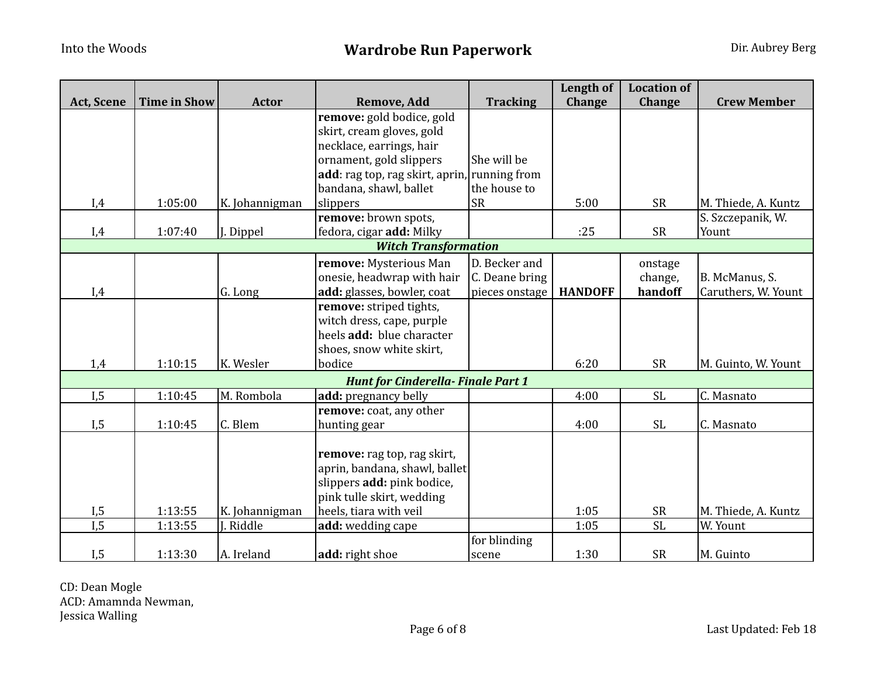| Act, Scene | Time in Show | Actor | Remove, Add | Tracking | Length of Change | Location of Change | Crew Member |
|---|---|---|---|---|---|---|---|
| I,4 | 1:05:00 | K. Johannigman | **remove:** gold bodice, gold skirt, cream gloves, gold necklace, earrings, hair ornament, gold slippers **add**: rag top, rag skirt, aprin, bandana, shawl, ballet slippers | She will be running from the house to SR | 5:00 | SR | M. Thiede, A. Kuntz |
| I,4 | 1:07:40 | J. Dippel | **remove:** brown spots, fedora, cigar **add:** Milky | | :25 | SR | S. Szczepanik, W. Yount |
| ***Witch Transformation*** | | | | | | | |
| I,4 | | G. Long | **remove:** Mysterious Man onesie, headwrap with hair **add:** glasses, bowler, coat | D. Becker and C. Deane bring pieces onstage | **HANDOFF** | onstage change, **handoff** | B. McManus, S. Caruthers, W. Yount |
| 1,4 | 1:10:15 | K. Wesler | **remove:** striped tights, witch dress, cape, purple heels **add:** blue character shoes, snow white skirt, bodice | | 6:20 | SR | M. Guinto, W. Yount |
| ***Hunt for Cinderella- Finale Part 1*** | | | | | | | |
| I,5 | 1:10:45 | M. Rombola | **add:** pregnancy belly | | 4:00 | SL | C. Masnato |
| I,5 | 1:10:45 | C. Blem | **remove:** coat, any other hunting gear | | 4:00 | SL | C. Masnato |
| I,5 | 1:13:55 | K. Johannigman | **remove:** rag top, rag skirt, aprin, bandana, shawl, ballet slippers **add:** pink bodice, pink tulle skirt, wedding heels, tiara with veil | | 1:05 | SR | M. Thiede, A. Kuntz |
| I,5 | 1:13:55 | J. Riddle | **add:** wedding cape | | 1:05 | SL | W. Yount |
| I,5 | 1:13:30 | A. Ireland | **add:** right shoe | for blinding scene | 1:30 | SR | M. Guinto |

CD: Dean Mogle
ACD: Amamnda Newman,
Jessica Walling

Last Updated: Feb 18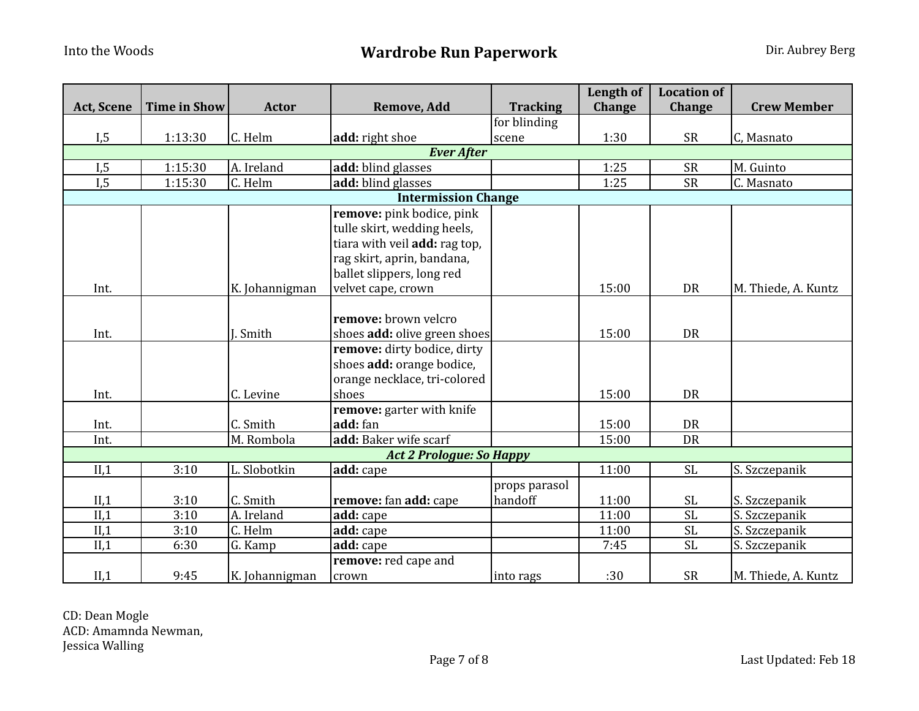| Act, Scene | Time in Show | Actor | Remove, Add | Tracking | Length of Change | Location of Change | Crew Member |
|---|---|---|---|---|---|---|---|
| I,5 | 1:13:30 | C. Helm | **add:** right shoe | for blinding scene | 1:30 | SR | C, Masnato |
| ***Ever After*** | | | | | | | |
| I,5 | 1:15:30 | A. Ireland | **add:** blind glasses | | 1:25 | SR | M. Guinto |
| I,5 | 1:15:30 | C. Helm | **add:** blind glasses | | 1:25 | SR | C. Masnato |
| **Intermission Change** | | | | | | | |
| Int. | | K. Johannigman | **remove:** pink bodice, pink tulle skirt, wedding heels, tiara with veil **add:** rag top, rag skirt, aprin, bandana, ballet slippers, long red velvet cape, crown | | 15:00 | DR | M. Thiede, A. Kuntz |
| Int. | | J. Smith | **remove:** brown velcro shoes **add:** olive green shoes | | 15:00 | DR | |
| Int. | | C. Levine | **remove:** dirty bodice, dirty shoes **add:** orange bodice, orange necklace, tri-colored shoes | | 15:00 | DR | |
| Int. | | C. Smith | **remove:** garter with knife **add:** fan | | 15:00 | DR | |
| Int. | | M. Rombola | **add:** Baker wife scarf | | 15:00 | DR | |
| ***Act 2 Prologue: So Happy*** | | | | | | | |
| II,1 | 3:10 | L. Slobotkin | **add:** cape | | 11:00 | SL | S. Szczepanik |
| II,1 | 3:10 | C. Smith | **remove:** fan **add:** cape | props parasol handoff | 11:00 | SL | S. Szczepanik |
| II,1 | 3:10 | A. Ireland | **add:** cape | | 11:00 | SL | S. Szczepanik |
| II,1 | 3:10 | C. Helm | **add:** cape | | 11:00 | SL | S. Szczepanik |
| II,1 | 6:30 | G. Kamp | **add:** cape | | 7:45 | SL | S. Szczepanik |
| II,1 | 9:45 | K. Johannigman | **remove:** red cape and crown | into rags | :30 | SR | M. Thiede, A. Kuntz |

CD: Dean Mogle
ACD: Amamnda Newman,
Jessica Walling

Last Updated: Feb 18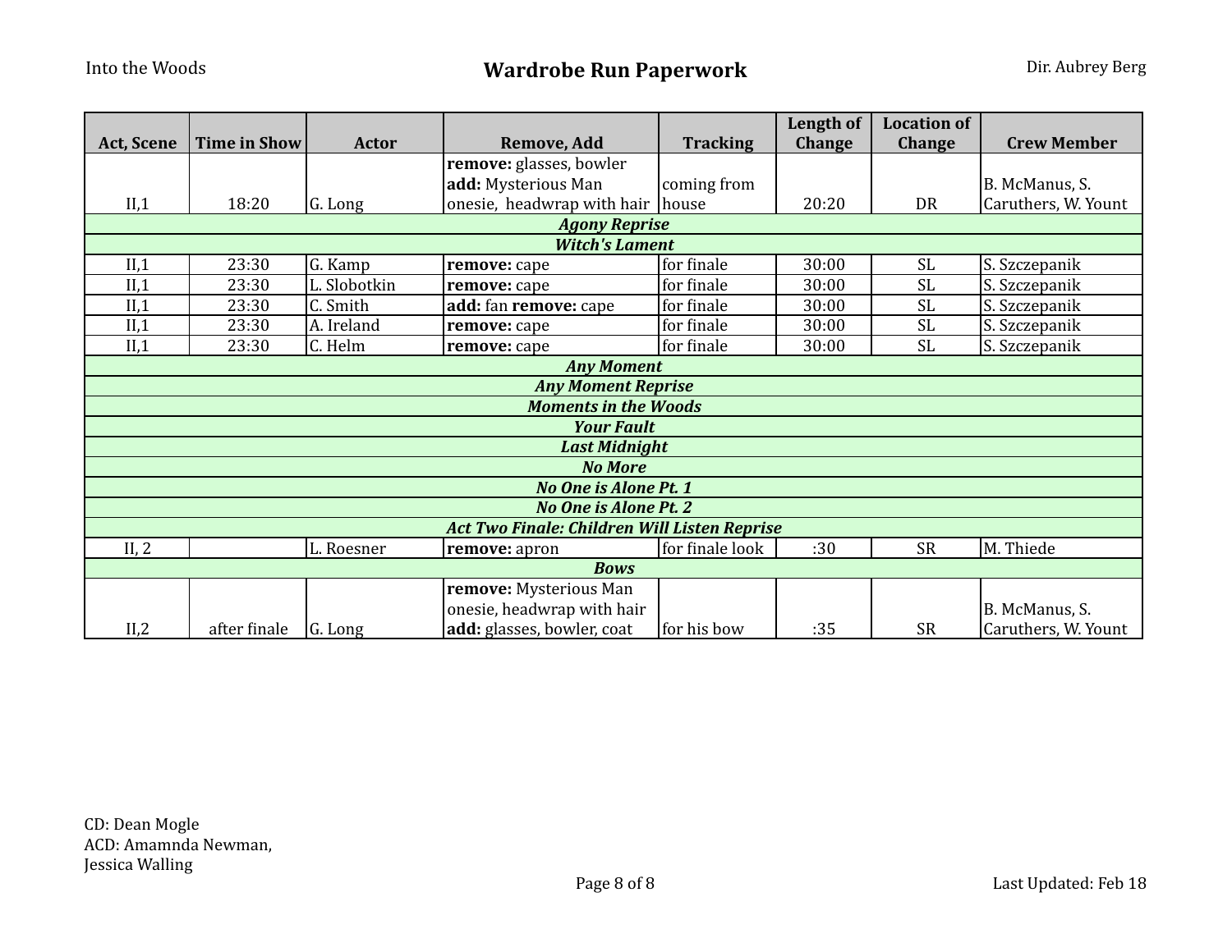| Act, Scene | Time in Show | Actor | Remove, Add | Tracking | Length of Change | Location of Change | Crew Member |
|---|---|---|---|---|---|---|---|
| II,1 | 18:20 | G. Long | **remove:** glasses, bowler **add:** Mysterious Man onesie, headwrap with hair | coming from house | 20:20 | DR | B. McManus, S. Caruthers, W. Yount |
| ***Agony Reprise*** | | | | | | | |
| ***Witch's Lament*** | | | | | | | |
| II,1 | 23:30 | G. Kamp | **remove:** cape | for finale | 30:00 | SL | S. Szczepanik |
| II,1 | 23:30 | L. Slobotkin | **remove:** cape | for finale | 30:00 | SL | S. Szczepanik |
| II,1 | 23:30 | C. Smith | **add:** fan **remove:** cape | for finale | 30:00 | SL | S. Szczepanik |
| II,1 | 23:30 | A. Ireland | **remove:** cape | for finale | 30:00 | SL | S. Szczepanik |
| II,1 | 23:30 | C. Helm | **remove:** cape | for finale | 30:00 | SL | S. Szczepanik |
| ***Any Moment*** | | | | | | | |
| ***Any Moment Reprise*** | | | | | | | |
| ***Moments in the Woods*** | | | | | | | |
| ***Your Fault*** | | | | | | | |
| ***Last Midnight*** | | | | | | | |
| ***No More*** | | | | | | | |
| ***No One is Alone Pt. 1*** | | | | | | | |
| ***No One is Alone Pt. 2*** | | | | | | | |
| ***Act Two Finale: Children Will Listen Reprise*** | | | | | | | |
| II, 2 | | L. Roesner | **remove:** apron | for finale look | :30 | SR | M. Thiede |
| ***Bows*** | | | | | | | |
| II,2 | after finale | G. Long | **remove:** Mysterious Man onesie, headwrap with hair **add:** glasses, bowler, coat | for his bow | :35 | SR | B. McManus, S. Caruthers, W. Yount |

CD: Dean Mogle
ACD: Amamnda Newman, Jessica Walling

Last Updated: Feb 18